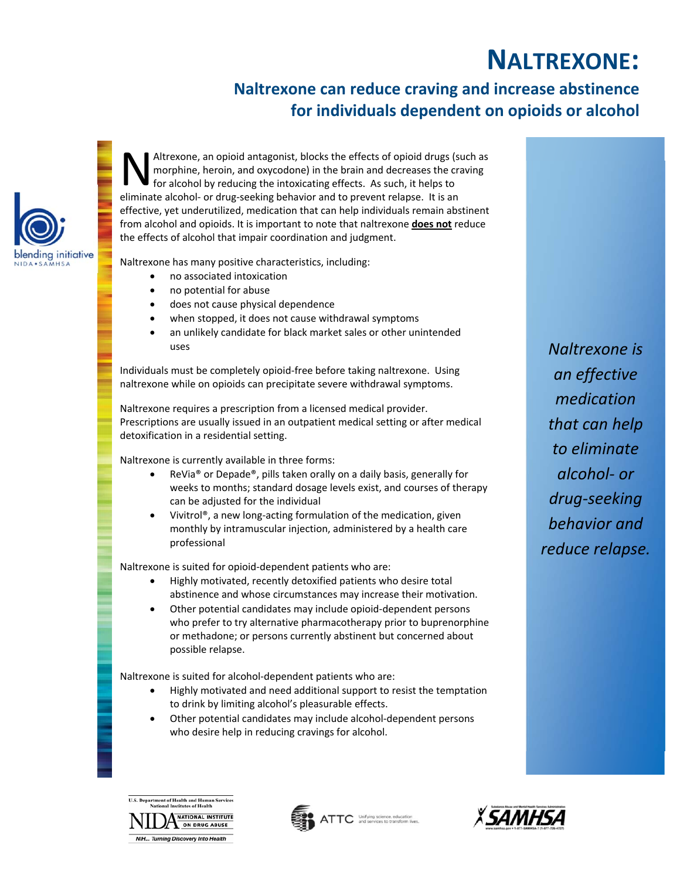# Naltrexone:

## Naltrexone can reduce craving and increase abstinence for individuals dependent on opioids or alcohol

NAltrexone, an opioid antagonist, blocks the effects of opioid drugs (such as morphine, heroin, and oxycodone) in the brain and decreases the craving for alcohol by reducing the intoxicating effects. As such, it helps to eliminate alcohol- or drug-seeking behavior and to prevent relapse. It is an effective, yet underutilized, medication that can help individuals remain abstinent from alcohol and opioids. It is important to note that naltrexone **does not** reduce the effects of alcohol that impair coordination and judgment.

Naltrexone has many positive characteristics, including:

- no associated intoxication
- no potential for abuse
- does not cause physical dependence
- when stopped, it does not cause withdrawal symptoms
- an unlikely candidate for black market sales or other unintended uses

Individuals must be completely opioid-free before taking naltrexone. Using naltrexone while on opioids can precipitate severe withdrawal symptoms.

Naltrexone requires a prescription from a licensed medical provider. Prescriptions are usually issued in an outpatient medical setting or after medical detoxification in a residential setting.

Naltrexone is currently available in three forms:

- ReVia® or Depade®, pills taken orally on a daily basis, generally for weeks to months; standard dosage levels exist, and courses of therapy can be adjusted for the individual
- Vivitrol®, a new long-acting formulation of the medication, given monthly by intramuscular injection, administered by a health care professional

Naltrexone is suited for opioid-dependent patients who are:

- Highly motivated, recently detoxified patients who desire total abstinence and whose circumstances may increase their motivation.
- Other potential candidates may include opioid-dependent persons who prefer to try alternative pharmacotherapy prior to buprenorphine or methadone; or persons currently abstinent but concerned about possible relapse.

Naltrexone is suited for alcohol-dependent patients who are:

- Highly motivated and need additional support to resist the temptation to drink by limiting alcohol's pleasurable effects.
- Other potential candidates may include alcohol-dependent persons who desire help in reducing cravings for alcohol.

*Naltrexone is an effective medication that can help to eliminate alcohol- or drug-seeking behavior and reduce relapse.*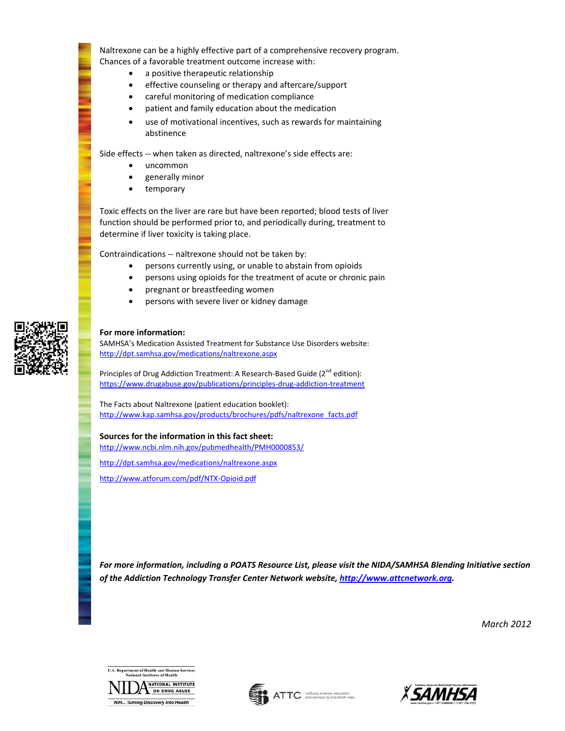Naltrexone can be a highly effective part of a comprehensive recovery program. Chances of a favorable treatment outcome increase with:

- a positive therapeutic relationship
- effective counseling or therapy and aftercare/support
- careful monitoring of medication compliance
- patient and family education about the medication
- use of motivational incentives, such as rewards for maintaining abstinence

Side effects -- when taken as directed, naltrexone's side effects are:

- uncommon
- generally minor
- temporary

Toxic effects on the liver are rare but have been reported; blood tests of liver function should be performed prior to, and periodically during, treatment to determine if liver toxicity is taking place.

Contraindications -- naltrexone should not be taken by:

- persons currently using, or unable to abstain from opioids
- persons using opioids for the treatment of acute or chronic pain
- pregnant or breastfeeding women
- persons with severe liver or kidney damage

**For more information:**

SAMHSA's Medication Assisted Treatment for Substance Use Disorders website:
http://dpt.samhsa.gov/medications/naltrexone.aspx

Principles of Drug Addiction Treatment: A Research-Based Guide (2nd edition):
https://www.drugabuse.gov/publications/principles-drug-addiction-treatment

The Facts about Naltrexone (patient education booklet):
http://www.kap.samhsa.gov/products/brochures/pdfs/naltrexone_facts.pdf

**Sources for the information in this fact sheet:**

http://www.ncbi.nlm.nih.gov/pubmedhealth/PMH0000853/

http://dpt.samhsa.gov/medications/naltrexone.aspx

http://www.atforum.com/pdf/NTX-Opioid.pdf

***For more information, including a POATS Resource List, please visit the NIDA/SAMHSA Blending Initiative section of the Addiction Technology Transfer Center Network website, http://www.attcnetwork.org.***

*March 2012*